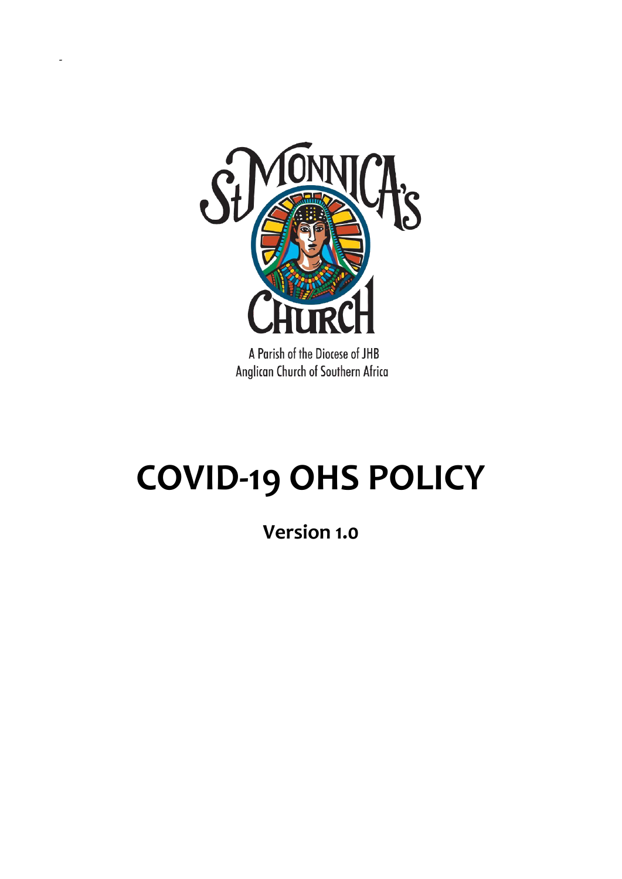-

St MONNICA's CHURCH

A Parish of the Diocese of JHB
Anglican Church of Southern Africa

# COVID-19 OHS POLICY

**Version 1.0**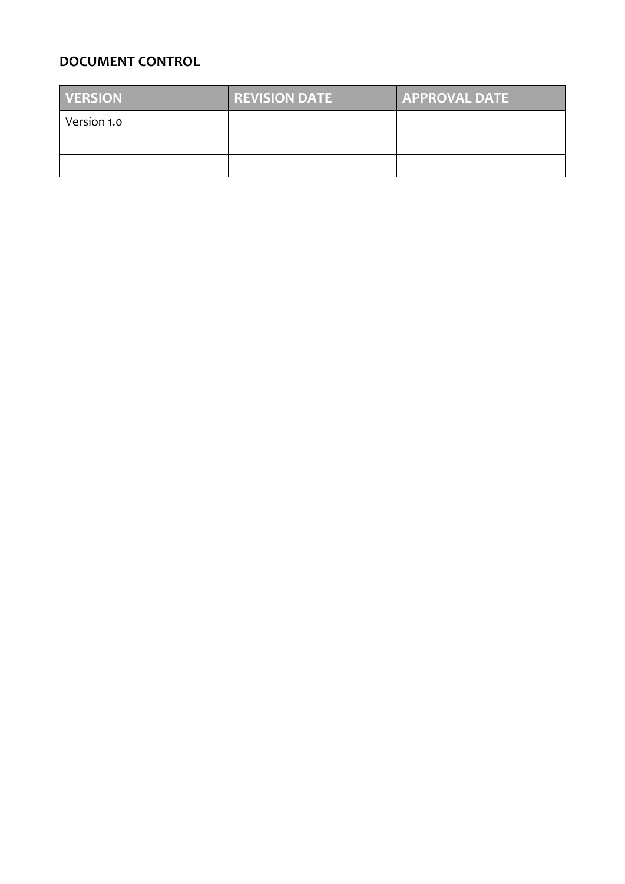## DOCUMENT CONTROL

| VERSION | REVISION DATE | APPROVAL DATE |
|---|---|---|
| Version 1.0 | | |
| | | |
| | | |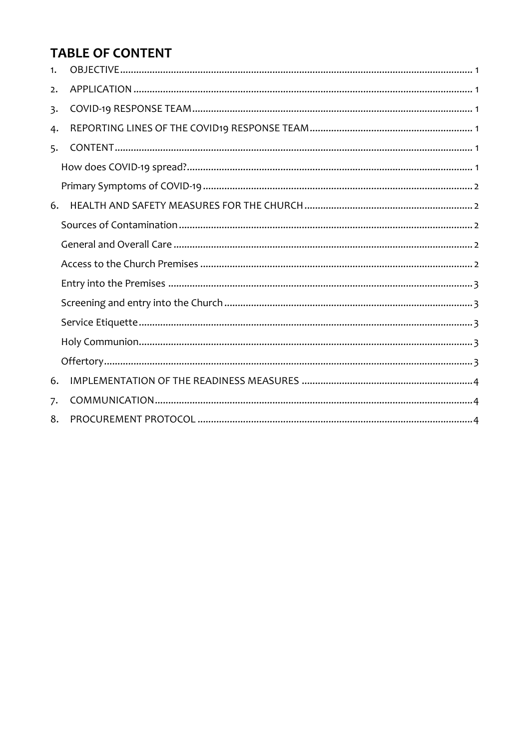## TABLE OF CONTENT

1. OBJECTIVE .......... 1
2. APPLICATION .......... 1
3. COVID-19 RESPONSE TEAM .......... 1
4. REPORTING LINES OF THE COVID19 RESPONSE TEAM .......... 1
5. CONTENT .......... 1
   - How does COVID-19 spread? .......... 1
   - Primary Symptoms of COVID-19 .......... 2
6. HEALTH AND SAFETY MEASURES FOR THE CHURCH .......... 2
   - Sources of Contamination .......... 2
   - General and Overall Care .......... 2
   - Access to the Church Premises .......... 2
   - Entry into the Premises .......... 3
   - Screening and entry into the Church .......... 3
   - Service Etiquette .......... 3
   - Holy Communion .......... 3
   - Offertory .......... 3

6\. IMPLEMENTATION OF THE READINESS MEASURES .......... 4

7\. COMMUNICATION .......... 4

8\. PROCUREMENT PROTOCOL .......... 4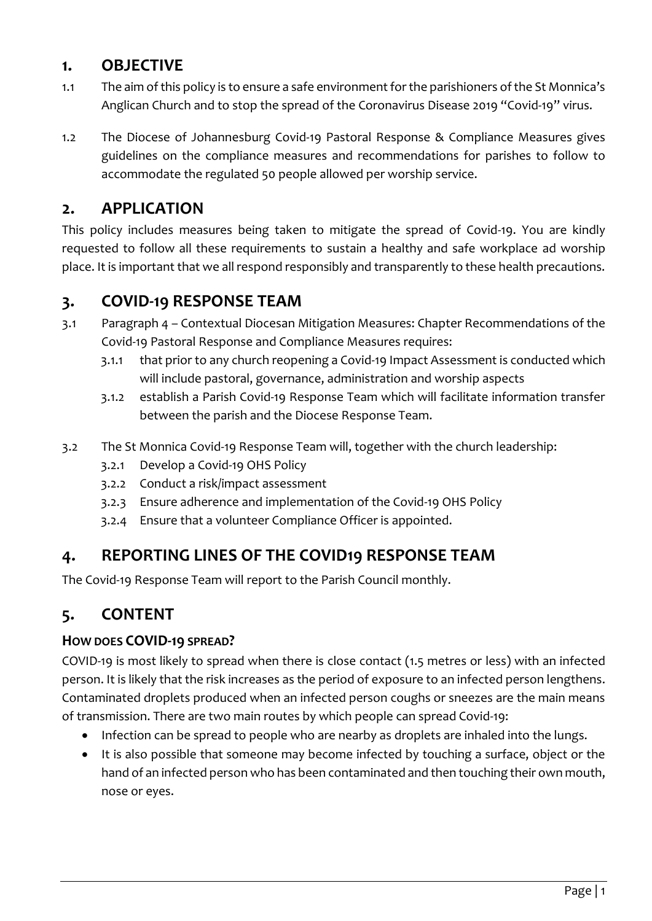## 1. OBJECTIVE

1.1 The aim of this policy is to ensure a safe environment for the parishioners of the St Monnica's Anglican Church and to stop the spread of the Coronavirus Disease 2019 "Covid-19" virus.

1.2 The Diocese of Johannesburg Covid-19 Pastoral Response & Compliance Measures gives guidelines on the compliance measures and recommendations for parishes to follow to accommodate the regulated 50 people allowed per worship service.

## 2. APPLICATION

This policy includes measures being taken to mitigate the spread of Covid-19. You are kindly requested to follow all these requirements to sustain a healthy and safe workplace ad worship place. It is important that we all respond responsibly and transparently to these health precautions.

## 3. COVID-19 RESPONSE TEAM

3.1 Paragraph 4 – Contextual Diocesan Mitigation Measures: Chapter Recommendations of the Covid-19 Pastoral Response and Compliance Measures requires:

- 3.1.1 that prior to any church reopening a Covid-19 Impact Assessment is conducted which will include pastoral, governance, administration and worship aspects
- 3.1.2 establish a Parish Covid-19 Response Team which will facilitate information transfer between the parish and the Diocese Response Team.

3.2 The St Monnica Covid-19 Response Team will, together with the church leadership:

- 3.2.1 Develop a Covid-19 OHS Policy
- 3.2.2 Conduct a risk/impact assessment
- 3.2.3 Ensure adherence and implementation of the Covid-19 OHS Policy
- 3.2.4 Ensure that a volunteer Compliance Officer is appointed.

## 4. REPORTING LINES OF THE COVID19 RESPONSE TEAM

The Covid-19 Response Team will report to the Parish Council monthly.

## 5. CONTENT

### HOW DOES COVID-19 SPREAD?

COVID-19 is most likely to spread when there is close contact (1.5 metres or less) with an infected person. It is likely that the risk increases as the period of exposure to an infected person lengthens. Contaminated droplets produced when an infected person coughs or sneezes are the main means of transmission. There are two main routes by which people can spread Covid-19:

- Infection can be spread to people who are nearby as droplets are inhaled into the lungs.
- It is also possible that someone may become infected by touching a surface, object or the hand of an infected person who has been contaminated and then touching their own mouth, nose or eyes.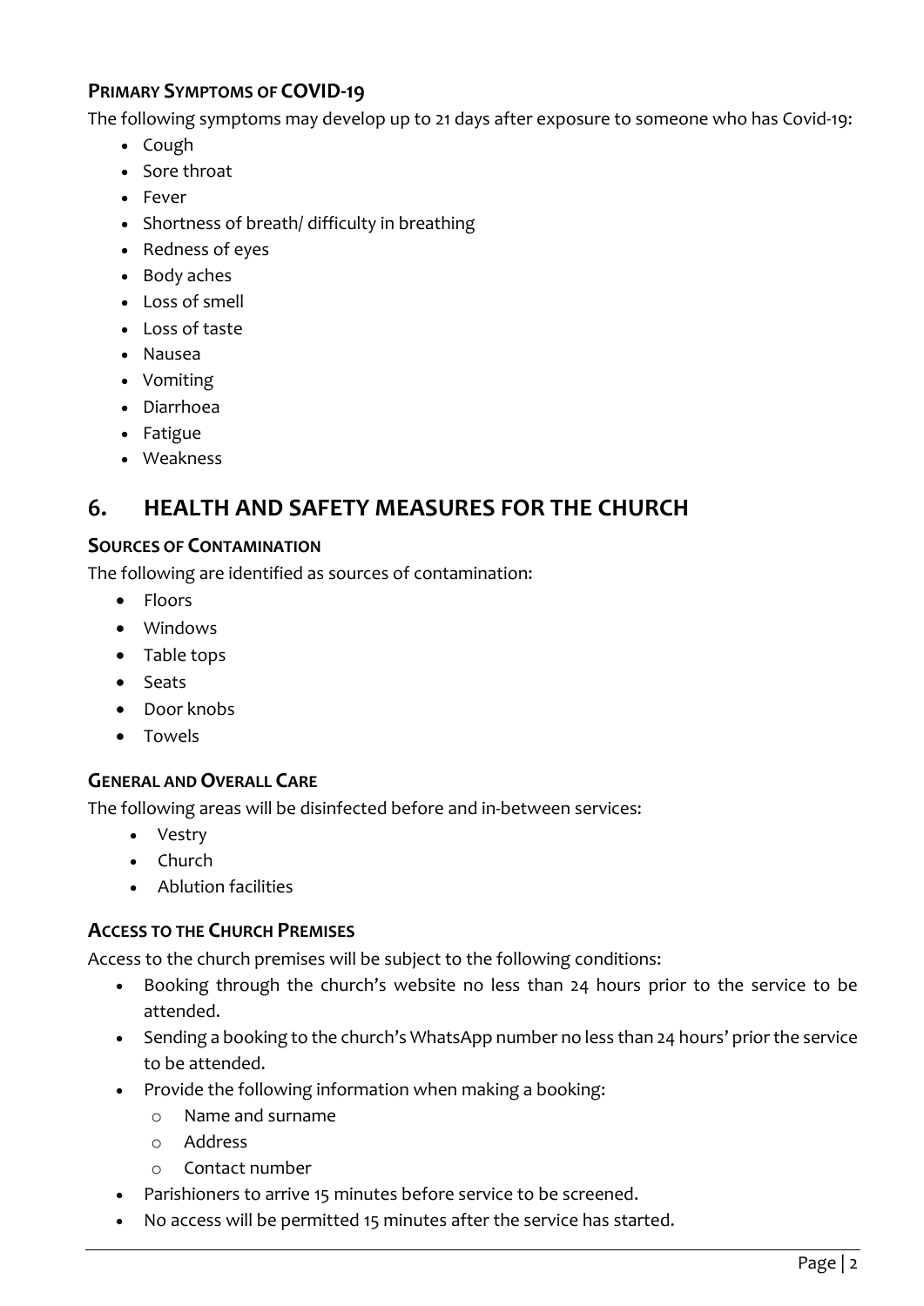### **Primary Symptoms of COVID-19**

The following symptoms may develop up to 21 days after exposure to someone who has Covid-19:

- Cough
- Sore throat
- Fever
- Shortness of breath/ difficulty in breathing
- Redness of eyes
- Body aches
- Loss of smell
- Loss of taste
- Nausea
- Vomiting
- Diarrhoea
- Fatigue
- Weakness

## 6. HEALTH AND SAFETY MEASURES FOR THE CHURCH

### **Sources of Contamination**

The following are identified as sources of contamination:

- Floors
- Windows
- Table tops
- Seats
- Door knobs
- Towels

### **General and Overall Care**

The following areas will be disinfected before and in-between services:

- Vestry
- Church
- Ablution facilities

### **Access to the Church Premises**

Access to the church premises will be subject to the following conditions:

- Booking through the church's website no less than 24 hours prior to the service to be attended.
- Sending a booking to the church's WhatsApp number no less than 24 hours' prior the service to be attended.
- Provide the following information when making a booking:
  - Name and surname
  - Address
  - Contact number
- Parishioners to arrive 15 minutes before service to be screened.
- No access will be permitted 15 minutes after the service has started.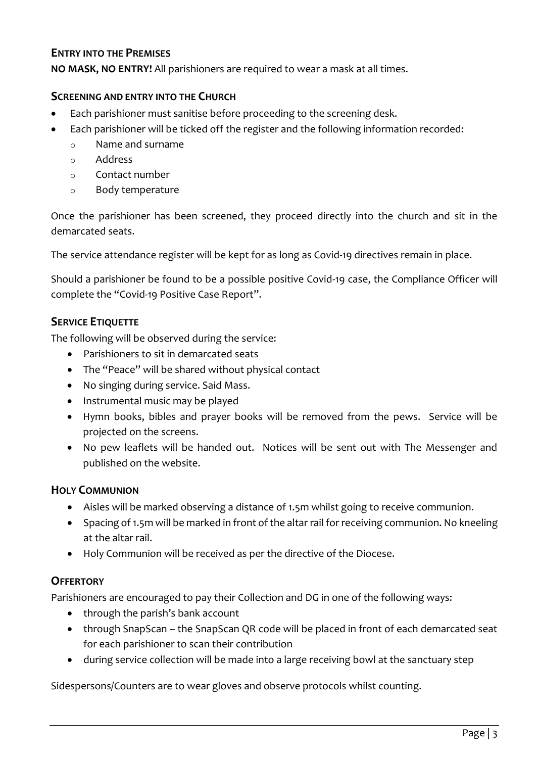## Entry into the Premises

**NO MASK, NO ENTRY!** All parishioners are required to wear a mask at all times.

## Screening and entry into the Church

- Each parishioner must sanitise before proceeding to the screening desk.
- Each parishioner will be ticked off the register and the following information recorded:
  - Name and surname
  - Address
  - Contact number
  - Body temperature

Once the parishioner has been screened, they proceed directly into the church and sit in the demarcated seats.

The service attendance register will be kept for as long as Covid-19 directives remain in place.

Should a parishioner be found to be a possible positive Covid-19 case, the Compliance Officer will complete the "Covid-19 Positive Case Report".

## Service Etiquette

The following will be observed during the service:

- Parishioners to sit in demarcated seats
- The "Peace" will be shared without physical contact
- No singing during service. Said Mass.
- Instrumental music may be played
- Hymn books, bibles and prayer books will be removed from the pews. Service will be projected on the screens.
- No pew leaflets will be handed out. Notices will be sent out with The Messenger and published on the website.

## Holy Communion

- Aisles will be marked observing a distance of 1.5m whilst going to receive communion.
- Spacing of 1.5m will be marked in front of the altar rail for receiving communion. No kneeling at the altar rail.
- Holy Communion will be received as per the directive of the Diocese.

## Offertory

Parishioners are encouraged to pay their Collection and DG in one of the following ways:

- through the parish's bank account
- through SnapScan – the SnapScan QR code will be placed in front of each demarcated seat for each parishioner to scan their contribution
- during service collection will be made into a large receiving bowl at the sanctuary step

Sidespersons/Counters are to wear gloves and observe protocols whilst counting.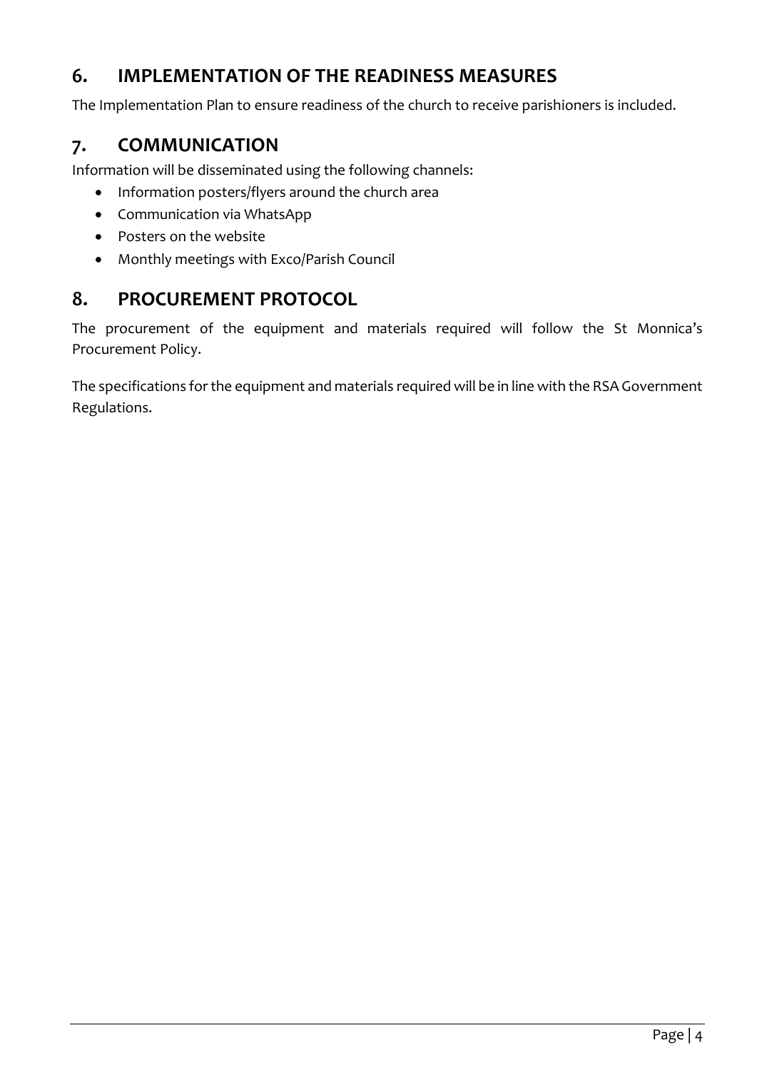## 6. IMPLEMENTATION OF THE READINESS MEASURES

The Implementation Plan to ensure readiness of the church to receive parishioners is included.

## 7. COMMUNICATION

Information will be disseminated using the following channels:

- Information posters/flyers around the church area
- Communication via WhatsApp
- Posters on the website
- Monthly meetings with Exco/Parish Council

## 8. PROCUREMENT PROTOCOL

The procurement of the equipment and materials required will follow the St Monnica's Procurement Policy.

The specifications for the equipment and materials required will be in line with the RSA Government Regulations.